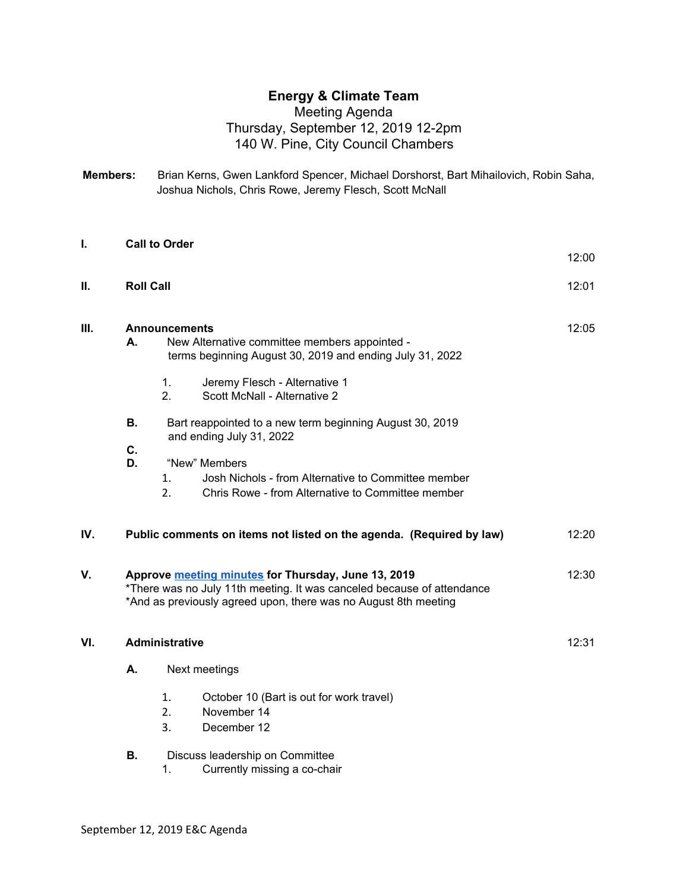# Energy & Climate Team

Meeting Agenda
Thursday, September 12, 2019 12-2pm
140 W. Pine, City Council Chambers

**Members:** Brian Kerns, Gwen Lankford Spencer, Michael Dorshorst, Bart Mihailovich, Robin Saha, Joshua Nichols, Chris Rowe, Jeremy Flesch, Scott McNall

**I. Call to Order** — 12:00

**II. Roll Call** — 12:01

**III. Announcements** — 12:05

- **A.** New Alternative committee members appointed - terms beginning August 30, 2019 and ending July 31, 2022
  1. Jeremy Flesch - Alternative 1
  2. Scott McNall - Alternative 2
- **B.** Bart reappointed to a new term beginning August 30, 2019 and ending July 31, 2022
- **C.**
- **D.** "New" Members
  1. Josh Nichols - from Alternative to Committee member
  2. Chris Rowe - from Alternative to Committee member

**IV. Public comments on items not listed on the agenda. (Required by law)** — 12:20

**V. Approve [meeting minutes] for Thursday, June 13, 2019** — 12:30

*There was no July 11th meeting. It was canceled because of attendance
*And as previously agreed upon, there was no August 8th meeting

**VI. Administrative** — 12:31

- **A.** Next meetings
  1. October 10 (Bart is out for work travel)
  2. November 14
  3. December 12
- **B.** Discuss leadership on Committee
  1. Currently missing a co-chair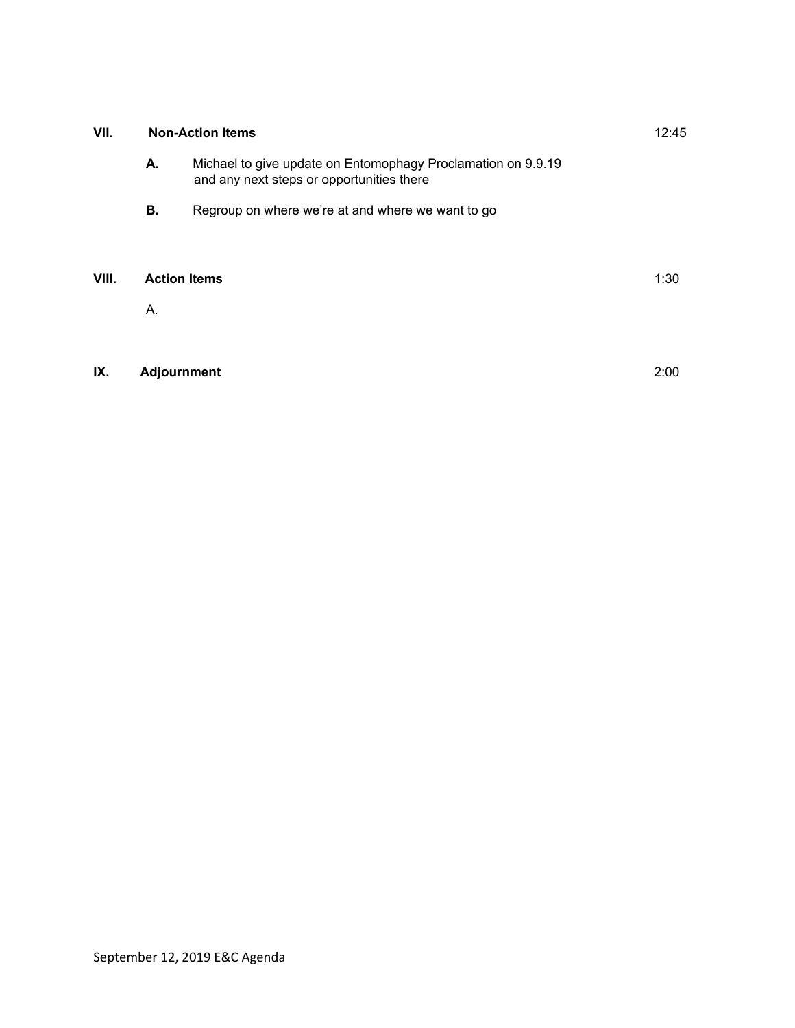**VII. Non-Action Items** 12:45

- **A.** Michael to give update on Entomophagy Proclamation on 9.9.19 and any next steps or opportunities there
- **B.** Regroup on where we're at and where we want to go

**VIII. Action Items** 1:30

- A.

**IX. Adjournment** 2:00